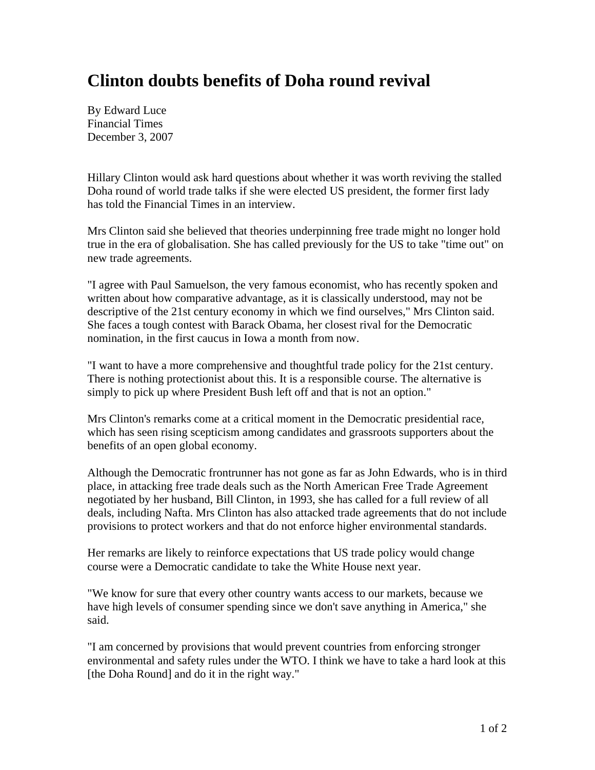# Clinton doubts benefits of Doha round revival

By Edward Luce
Financial Times
December 3, 2007

Hillary Clinton would ask hard questions about whether it was worth reviving the stalled Doha round of world trade talks if she were elected US president, the former first lady has told the Financial Times in an interview.

Mrs Clinton said she believed that theories underpinning free trade might no longer hold true in the era of globalisation. She has called previously for the US to take "time out" on new trade agreements.

"I agree with Paul Samuelson, the very famous economist, who has recently spoken and written about how comparative advantage, as it is classically understood, may not be descriptive of the 21st century economy in which we find ourselves," Mrs Clinton said. She faces a tough contest with Barack Obama, her closest rival for the Democratic nomination, in the first caucus in Iowa a month from now.

"I want to have a more comprehensive and thoughtful trade policy for the 21st century. There is nothing protectionist about this. It is a responsible course. The alternative is simply to pick up where President Bush left off and that is not an option."

Mrs Clinton's remarks come at a critical moment in the Democratic presidential race, which has seen rising scepticism among candidates and grassroots supporters about the benefits of an open global economy.

Although the Democratic frontrunner has not gone as far as John Edwards, who is in third place, in attacking free trade deals such as the North American Free Trade Agreement negotiated by her husband, Bill Clinton, in 1993, she has called for a full review of all deals, including Nafta. Mrs Clinton has also attacked trade agreements that do not include provisions to protect workers and that do not enforce higher environmental standards.

Her remarks are likely to reinforce expectations that US trade policy would change course were a Democratic candidate to take the White House next year.

"We know for sure that every other country wants access to our markets, because we have high levels of consumer spending since we don't save anything in America," she said.

"I am concerned by provisions that would prevent countries from enforcing stronger environmental and safety rules under the WTO. I think we have to take a hard look at this [the Doha Round] and do it in the right way."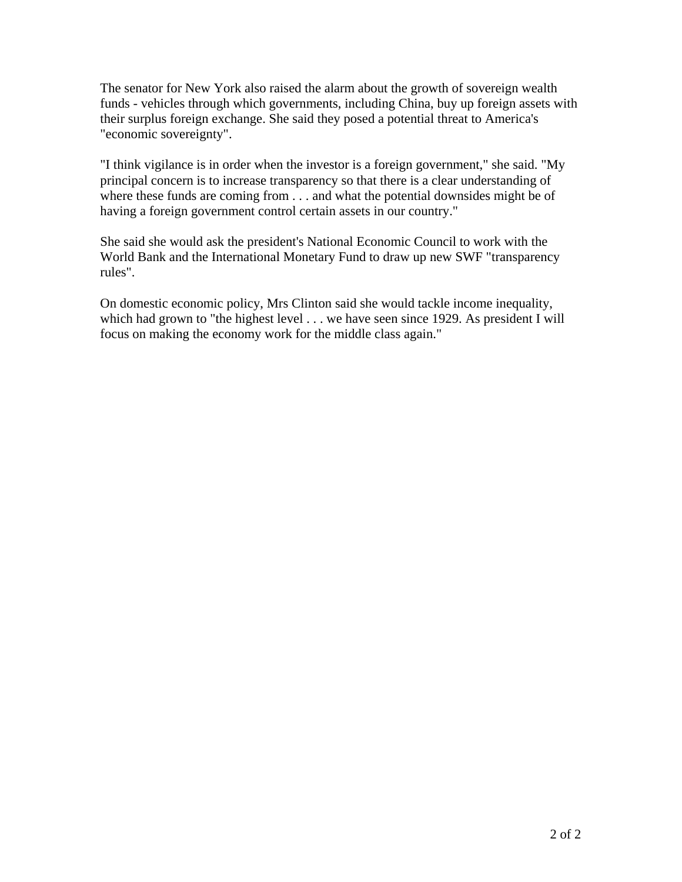The senator for New York also raised the alarm about the growth of sovereign wealth funds - vehicles through which governments, including China, buy up foreign assets with their surplus foreign exchange. She said they posed a potential threat to America's "economic sovereignty".

"I think vigilance is in order when the investor is a foreign government," she said. "My principal concern is to increase transparency so that there is a clear understanding of where these funds are coming from . . . and what the potential downsides might be of having a foreign government control certain assets in our country."

She said she would ask the president's National Economic Council to work with the World Bank and the International Monetary Fund to draw up new SWF "transparency rules".

On domestic economic policy, Mrs Clinton said she would tackle income inequality, which had grown to "the highest level . . . we have seen since 1929. As president I will focus on making the economy work for the middle class again."